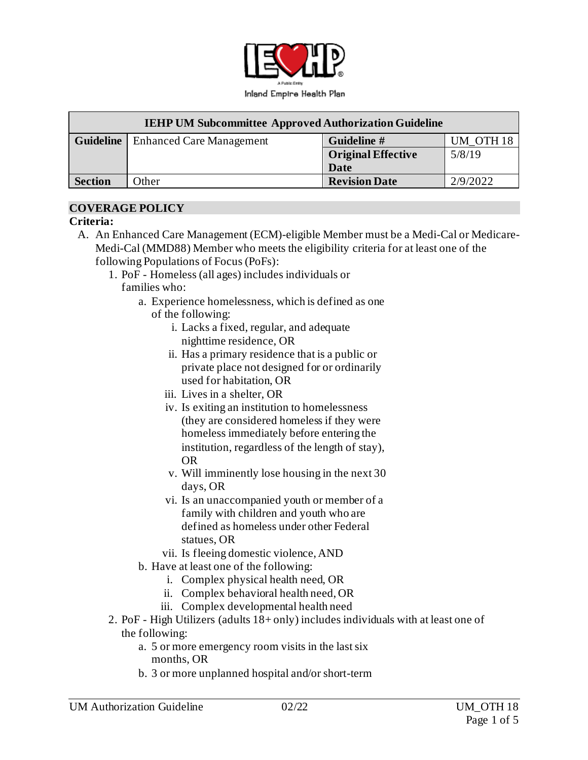Inland Empire Health Plan

| IEHP UM Subcommittee Approved Authorization Guideline | | | |
|---|---|---|---|
| **Guideline** | Enhanced Care Management | **Guideline #** | UM_OTH 18 |
| | | **Original Effective Date** | 5/8/19 |
| **Section** | Other | **Revision Date** | 2/9/2022 |

## COVERAGE POLICY

**Criteria:**

A. An Enhanced Care Management (ECM)-eligible Member must be a Medi-Cal or Medicare-Medi-Cal (MMD88) Member who meets the eligibility criteria for at least one of the following Populations of Focus (PoFs):
   1. PoF - Homeless (all ages) includes individuals or families who:
      a. Experience homelessness, which is defined as one of the following:
         i. Lacks a fixed, regular, and adequate nighttime residence, OR
         ii. Has a primary residence that is a public or private place not designed for or ordinarily used for habitation, OR
         iii. Lives in a shelter, OR
         iv. Is exiting an institution to homelessness (they are considered homeless if they were homeless immediately before entering the institution, regardless of the length of stay), OR
         v. Will imminently lose housing in the next 30 days, OR
         vi. Is an unaccompanied youth or member of a family with children and youth who are defined as homeless under other Federal statues, OR
         vii. Is fleeing domestic violence, AND
      b. Have at least one of the following:
         i. Complex physical health need, OR
         ii. Complex behavioral health need, OR
         iii. Complex developmental health need
   2. PoF - High Utilizers (adults 18+ only) includes individuals with at least one of the following:
      a. 5 or more emergency room visits in the last six months, OR
      b. 3 or more unplanned hospital and/or short-term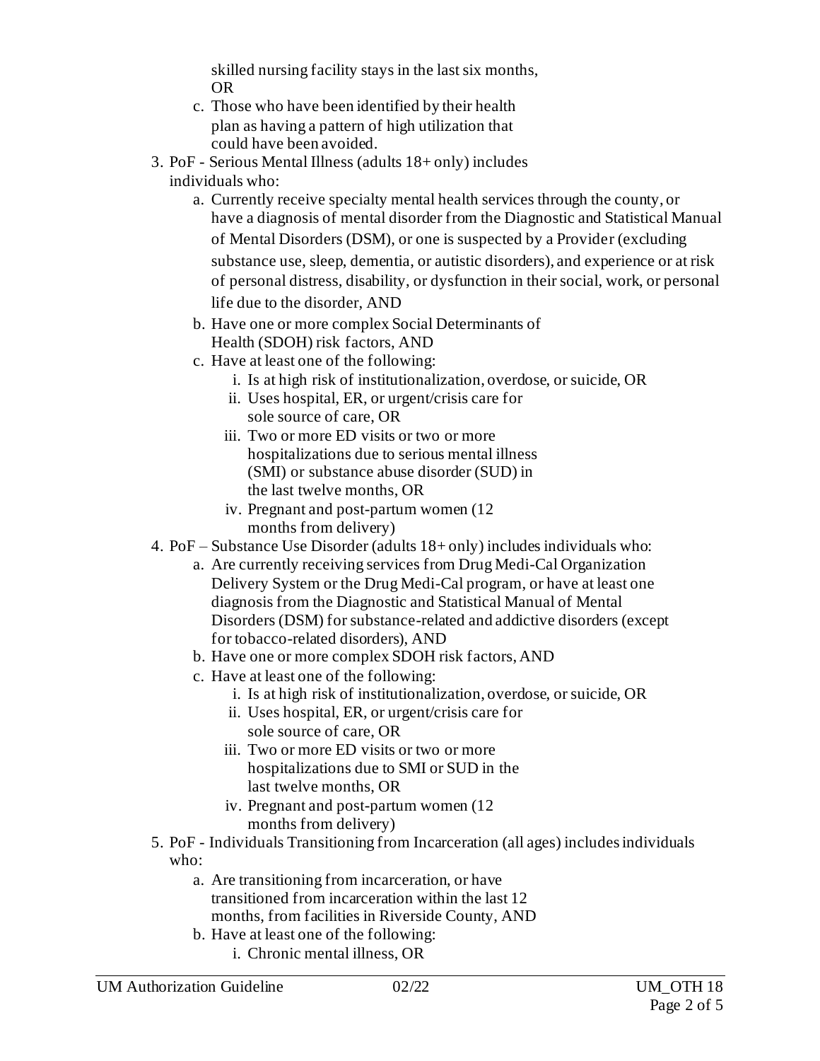skilled nursing facility stays in the last six months, OR

   c. Those who have been identified by their health plan as having a pattern of high utilization that could have been avoided.

3. PoF - Serious Mental Illness (adults 18+ only) includes individuals who:
   a. Currently receive specialty mental health services through the county, or have a diagnosis of mental disorder from the Diagnostic and Statistical Manual of Mental Disorders (DSM), or one is suspected by a Provider (excluding substance use, sleep, dementia, or autistic disorders), and experience or at risk of personal distress, disability, or dysfunction in their social, work, or personal life due to the disorder, AND
   b. Have one or more complex Social Determinants of Health (SDOH) risk factors, AND
   c. Have at least one of the following:
      i. Is at high risk of institutionalization, overdose, or suicide, OR
      ii. Uses hospital, ER, or urgent/crisis care for sole source of care, OR
      iii. Two or more ED visits or two or more hospitalizations due to serious mental illness (SMI) or substance abuse disorder (SUD) in the last twelve months, OR
      iv. Pregnant and post-partum women (12 months from delivery)
4. PoF – Substance Use Disorder (adults 18+ only) includes individuals who:
   a. Are currently receiving services from Drug Medi-Cal Organization Delivery System or the Drug Medi-Cal program, or have at least one diagnosis from the Diagnostic and Statistical Manual of Mental Disorders (DSM) for substance-related and addictive disorders (except for tobacco-related disorders), AND
   b. Have one or more complex SDOH risk factors, AND
   c. Have at least one of the following:
      i. Is at high risk of institutionalization, overdose, or suicide, OR
      ii. Uses hospital, ER, or urgent/crisis care for sole source of care, OR
      iii. Two or more ED visits or two or more hospitalizations due to SMI or SUD in the last twelve months, OR
      iv. Pregnant and post-partum women (12 months from delivery)
5. PoF - Individuals Transitioning from Incarceration (all ages) includes individuals who:
   a. Are transitioning from incarceration, or have transitioned from incarceration within the last 12 months, from facilities in Riverside County, AND
   b. Have at least one of the following:
      i. Chronic mental illness, OR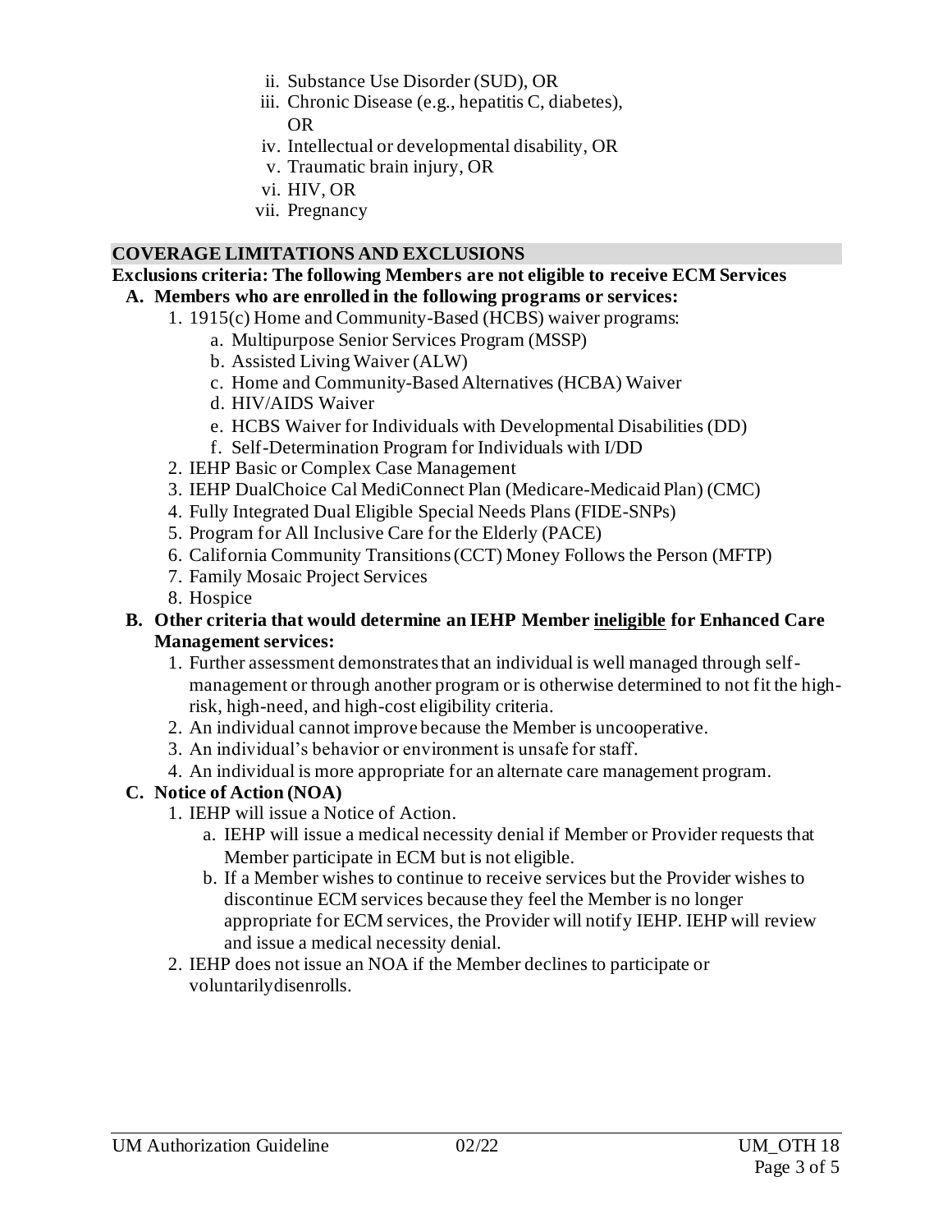ii. Substance Use Disorder (SUD), OR
   iii. Chronic Disease (e.g., hepatitis C, diabetes), OR
   iv. Intellectual or developmental disability, OR
   v. Traumatic brain injury, OR
   vi. HIV, OR
   vii. Pregnancy

## COVERAGE LIMITATIONS AND EXCLUSIONS

**Exclusions criteria: The following Members are not eligible to receive ECM Services**

**A. Members who are enrolled in the following programs or services:**

1. 1915(c) Home and Community-Based (HCBS) waiver programs:
   a. Multipurpose Senior Services Program (MSSP)
   b. Assisted Living Waiver (ALW)
   c. Home and Community-Based Alternatives (HCBA) Waiver
   d. HIV/AIDS Waiver
   e. HCBS Waiver for Individuals with Developmental Disabilities (DD)
   f. Self-Determination Program for Individuals with I/DD
2. IEHP Basic or Complex Case Management
3. IEHP DualChoice Cal MediConnect Plan (Medicare-Medicaid Plan) (CMC)
4. Fully Integrated Dual Eligible Special Needs Plans (FIDE-SNPs)
5. Program for All Inclusive Care for the Elderly (PACE)
6. California Community Transitions (CCT) Money Follows the Person (MFTP)
7. Family Mosaic Project Services
8. Hospice

**B. Other criteria that would determine an IEHP Member <u>ineligible</u> for Enhanced Care Management services:**

1. Further assessment demonstrates that an individual is well managed through self-management or through another program or is otherwise determined to not fit the high-risk, high-need, and high-cost eligibility criteria.
2. An individual cannot improve because the Member is uncooperative.
3. An individual's behavior or environment is unsafe for staff.
4. An individual is more appropriate for an alternate care management program.

**C. Notice of Action (NOA)**

1. IEHP will issue a Notice of Action.
   a. IEHP will issue a medical necessity denial if Member or Provider requests that Member participate in ECM but is not eligible.
   b. If a Member wishes to continue to receive services but the Provider wishes to discontinue ECM services because they feel the Member is no longer appropriate for ECM services, the Provider will notify IEHP. IEHP will review and issue a medical necessity denial.
2. IEHP does not issue an NOA if the Member declines to participate or voluntarily disenrolls.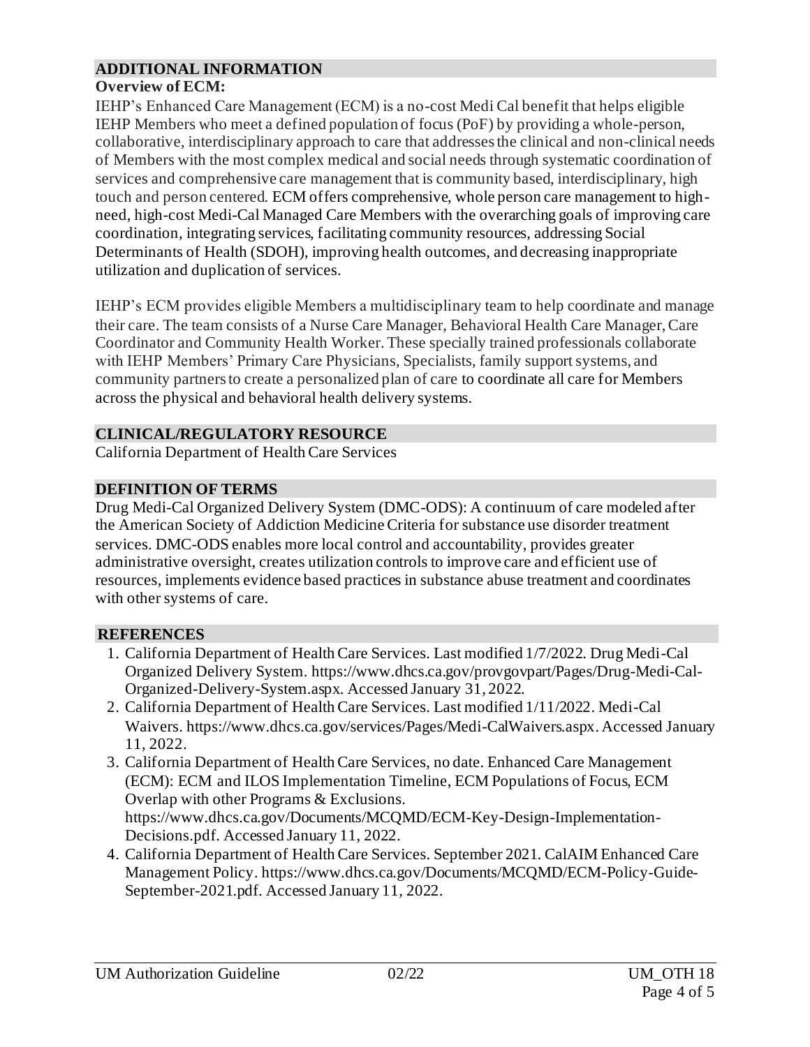## ADDITIONAL INFORMATION

**Overview of ECM:**

IEHP's Enhanced Care Management (ECM) is a no-cost Medi Cal benefit that helps eligible IEHP Members who meet a defined population of focus (PoF) by providing a whole-person, collaborative, interdisciplinary approach to care that addresses the clinical and non-clinical needs of Members with the most complex medical and social needs through systematic coordination of services and comprehensive care management that is community based, interdisciplinary, high touch and person centered. ECM offers comprehensive, whole person care management to high-need, high-cost Medi-Cal Managed Care Members with the overarching goals of improving care coordination, integrating services, facilitating community resources, addressing Social Determinants of Health (SDOH), improving health outcomes, and decreasing inappropriate utilization and duplication of services.

IEHP's ECM provides eligible Members a multidisciplinary team to help coordinate and manage their care. The team consists of a Nurse Care Manager, Behavioral Health Care Manager, Care Coordinator and Community Health Worker. These specially trained professionals collaborate with IEHP Members' Primary Care Physicians, Specialists, family support systems, and community partners to create a personalized plan of care to coordinate all care for Members across the physical and behavioral health delivery systems.

## CLINICAL/REGULATORY RESOURCE

California Department of Health Care Services

## DEFINITION OF TERMS

Drug Medi-Cal Organized Delivery System (DMC-ODS): A continuum of care modeled after the American Society of Addiction Medicine Criteria for substance use disorder treatment services. DMC-ODS enables more local control and accountability, provides greater administrative oversight, creates utilization controls to improve care and efficient use of resources, implements evidence based practices in substance abuse treatment and coordinates with other systems of care.

## REFERENCES

1. California Department of Health Care Services. Last modified 1/7/2022. Drug Medi-Cal Organized Delivery System. https://www.dhcs.ca.gov/provgovpart/Pages/Drug-Medi-Cal-Organized-Delivery-System.aspx. Accessed January 31, 2022.
2. California Department of Health Care Services. Last modified 1/11/2022. Medi-Cal Waivers. https://www.dhcs.ca.gov/services/Pages/Medi-CalWaivers.aspx. Accessed January 11, 2022.
3. California Department of Health Care Services, no date. Enhanced Care Management (ECM): ECM and ILOS Implementation Timeline, ECM Populations of Focus, ECM Overlap with other Programs & Exclusions. https://www.dhcs.ca.gov/Documents/MCQMD/ECM-Key-Design-Implementation-Decisions.pdf. Accessed January 11, 2022.
4. California Department of Health Care Services. September 2021. CalAIM Enhanced Care Management Policy. https://www.dhcs.ca.gov/Documents/MCQMD/ECM-Policy-Guide-September-2021.pdf. Accessed January 11, 2022.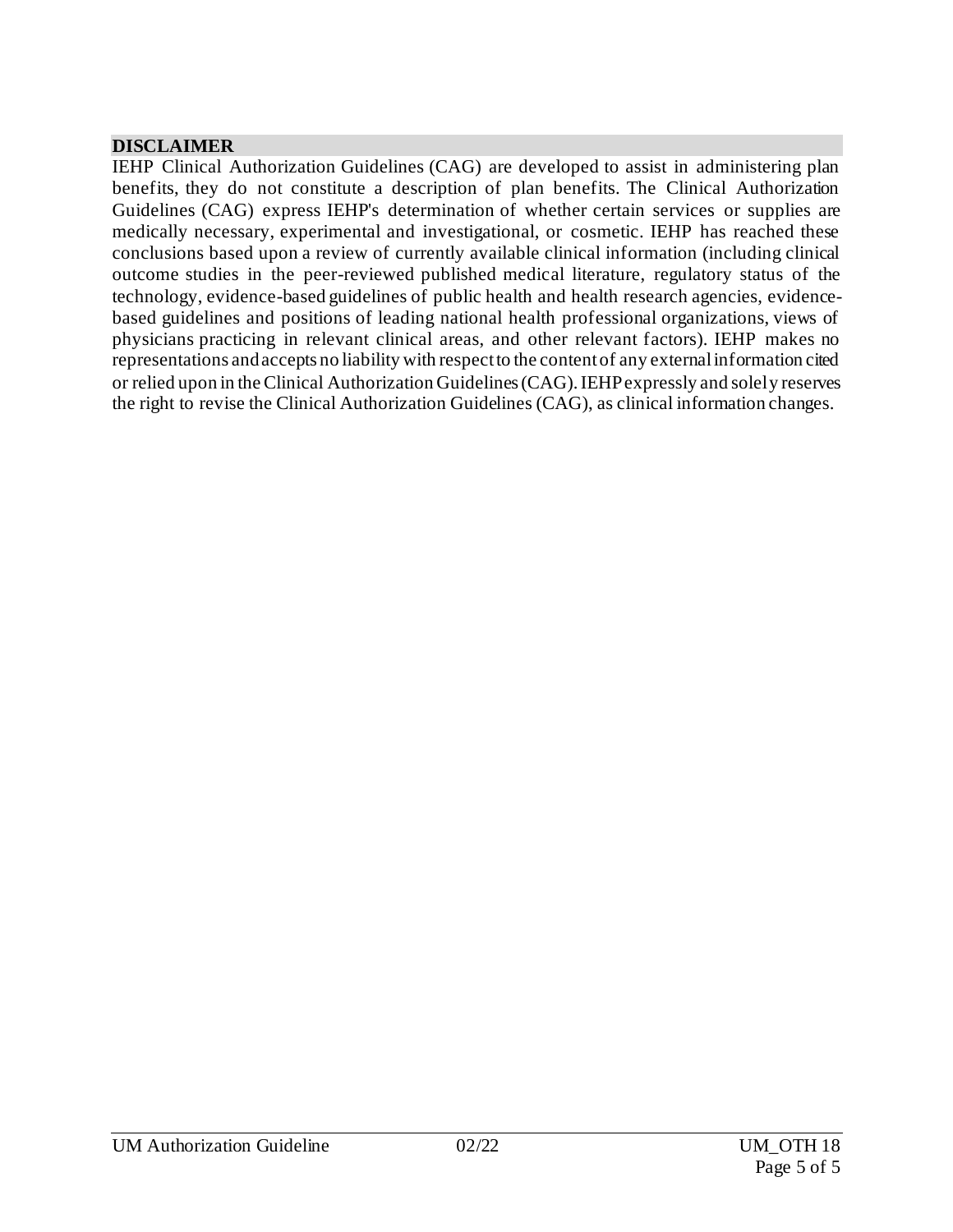## DISCLAIMER

IEHP Clinical Authorization Guidelines (CAG) are developed to assist in administering plan benefits, they do not constitute a description of plan benefits. The Clinical Authorization Guidelines (CAG) express IEHP's determination of whether certain services or supplies are medically necessary, experimental and investigational, or cosmetic. IEHP has reached these conclusions based upon a review of currently available clinical information (including clinical outcome studies in the peer-reviewed published medical literature, regulatory status of the technology, evidence-based guidelines of public health and health research agencies, evidence-based guidelines and positions of leading national health professional organizations, views of physicians practicing in relevant clinical areas, and other relevant factors). IEHP makes no representations and accepts no liability with respect to the content of any external information cited or relied upon in the Clinical Authorization Guidelines (CAG). IEHP expressly and solely reserves the right to revise the Clinical Authorization Guidelines (CAG), as clinical information changes.